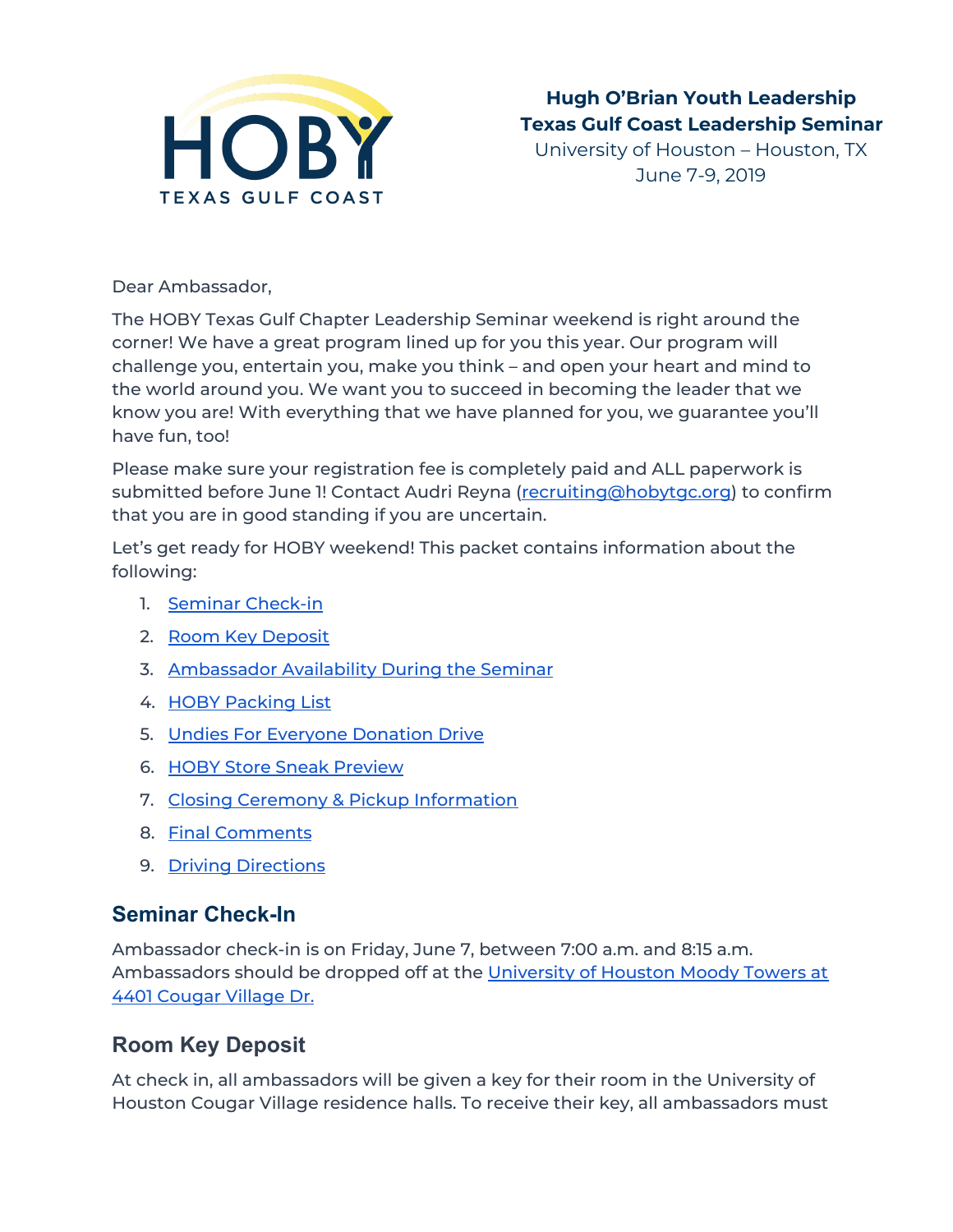HOBY TEXAS GULF COAST

**Hugh O'Brian Youth Leadership**
**Texas Gulf Coast Leadership Seminar**
University of Houston – Houston, TX
June 7-9, 2019

Dear Ambassador,

The HOBY Texas Gulf Chapter Leadership Seminar weekend is right around the corner! We have a great program lined up for you this year. Our program will challenge you, entertain you, make you think – and open your heart and mind to the world around you. We want you to succeed in becoming the leader that we know you are! With everything that we have planned for you, we guarantee you'll have fun, too!

Please make sure your registration fee is completely paid and ALL paperwork is submitted before June 1! Contact Audri Reyna (recruiting@hobytgc.org) to confirm that you are in good standing if you are uncertain.

Let's get ready for HOBY weekend! This packet contains information about the following:

1. Seminar Check-in
2. Room Key Deposit
3. Ambassador Availability During the Seminar
4. HOBY Packing List
5. Undies For Everyone Donation Drive
6. HOBY Store Sneak Preview
7. Closing Ceremony & Pickup Information
8. Final Comments
9. Driving Directions

## Seminar Check-In

Ambassador check-in is on Friday, June 7, between 7:00 a.m. and 8:15 a.m. Ambassadors should be dropped off at the University of Houston Moody Towers at 4401 Cougar Village Dr.

## Room Key Deposit

At check in, all ambassadors will be given a key for their room in the University of Houston Cougar Village residence halls. To receive their key, all ambassadors must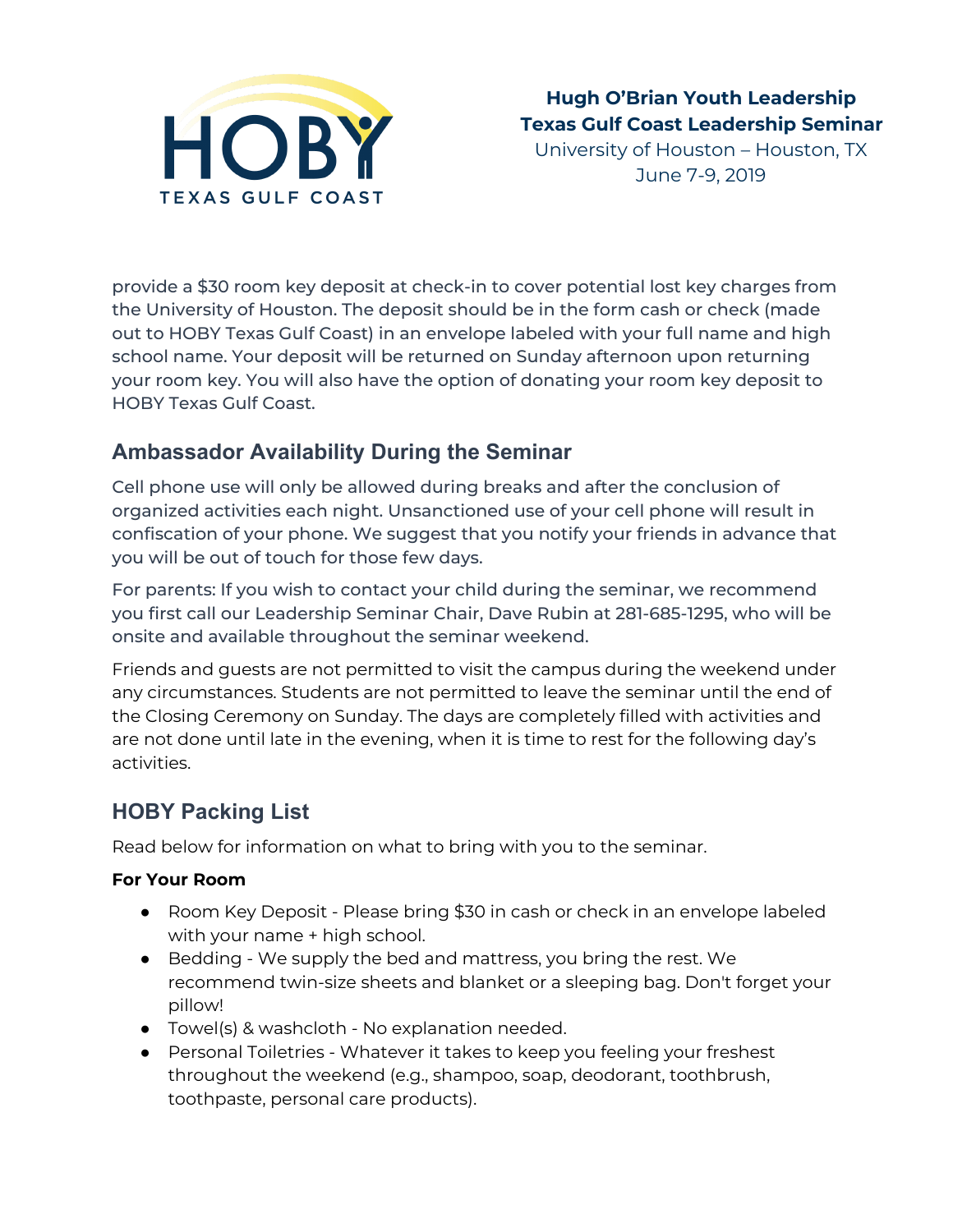provide a $30 room key deposit at check-in to cover potential lost key charges from the University of Houston. The deposit should be in the form cash or check (made out to HOBY Texas Gulf Coast) in an envelope labeled with your full name and high school name. Your deposit will be returned on Sunday afternoon upon returning your room key. You will also have the option of donating your room key deposit to HOBY Texas Gulf Coast.

## Ambassador Availability During the Seminar

Cell phone use will only be allowed during breaks and after the conclusion of organized activities each night. Unsanctioned use of your cell phone will result in confiscation of your phone. We suggest that you notify your friends in advance that you will be out of touch for those few days.

For parents: If you wish to contact your child during the seminar, we recommend you first call our Leadership Seminar Chair, Dave Rubin at 281-685-1295, who will be onsite and available throughout the seminar weekend.

Friends and guests are not permitted to visit the campus during the weekend under any circumstances. Students are not permitted to leave the seminar until the end of the Closing Ceremony on Sunday. The days are completely filled with activities and are not done until late in the evening, when it is time to rest for the following day's activities.

## HOBY Packing List

Read below for information on what to bring with you to the seminar.

**For Your Room**

- Room Key Deposit - Please bring $30 in cash or check in an envelope labeled with your name + high school.
- Bedding - We supply the bed and mattress, you bring the rest. We recommend twin-size sheets and blanket or a sleeping bag. Don't forget your pillow!
- Towel(s) & washcloth - No explanation needed.
- Personal Toiletries - Whatever it takes to keep you feeling your freshest throughout the weekend (e.g., shampoo, soap, deodorant, toothbrush, toothpaste, personal care products).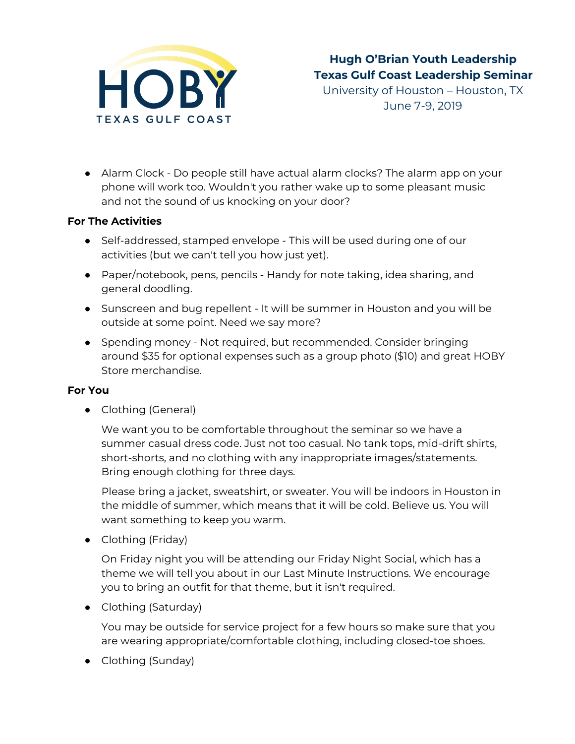- Alarm Clock - Do people still have actual alarm clocks? The alarm app on your phone will work too. Wouldn't you rather wake up to some pleasant music and not the sound of us knocking on your door?

**For The Activities**

- Self-addressed, stamped envelope - This will be used during one of our activities (but we can't tell you how just yet).
- Paper/notebook, pens, pencils - Handy for note taking, idea sharing, and general doodling.
- Sunscreen and bug repellent - It will be summer in Houston and you will be outside at some point. Need we say more?
- Spending money - Not required, but recommended. Consider bringing around $35 for optional expenses such as a group photo ($10) and great HOBY Store merchandise.

**For You**

- Clothing (General)

  We want you to be comfortable throughout the seminar so we have a summer casual dress code. Just not too casual. No tank tops, mid-drift shirts, short-shorts, and no clothing with any inappropriate images/statements. Bring enough clothing for three days.

  Please bring a jacket, sweatshirt, or sweater. You will be indoors in Houston in the middle of summer, which means that it will be cold. Believe us. You will want something to keep you warm.

- Clothing (Friday)

  On Friday night you will be attending our Friday Night Social, which has a theme we will tell you about in our Last Minute Instructions. We encourage you to bring an outfit for that theme, but it isn't required.

- Clothing (Saturday)

  You may be outside for service project for a few hours so make sure that you are wearing appropriate/comfortable clothing, including closed-toe shoes.

- Clothing (Sunday)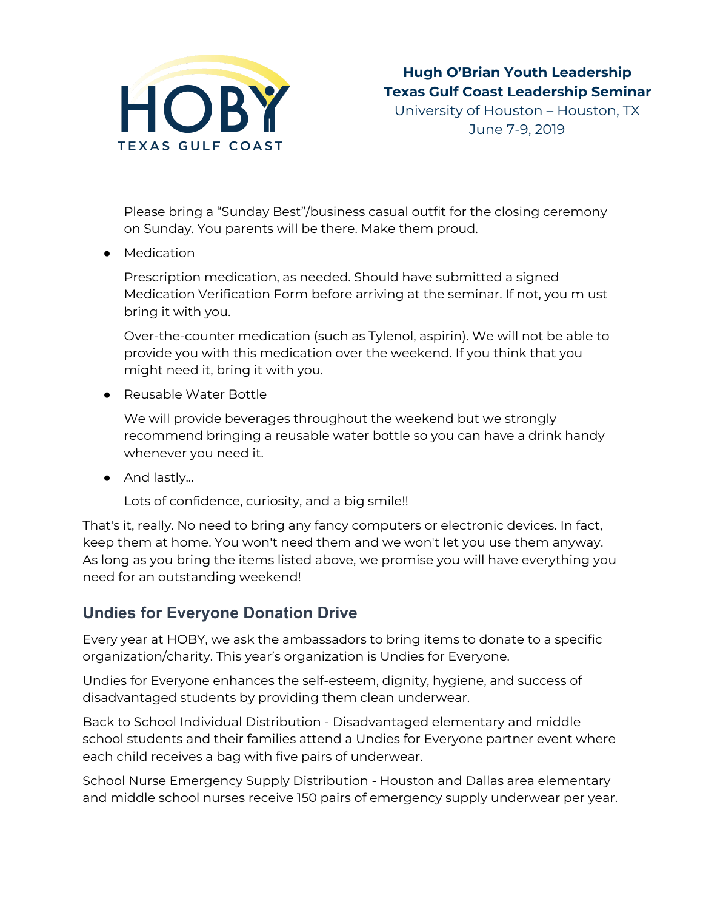Please bring a “Sunday Best”/business casual outfit for the closing ceremony on Sunday. You parents will be there. Make them proud.

- Medication

  Prescription medication, as needed. Should have submitted a signed Medication Verification Form before arriving at the seminar. If not, you m ust bring it with you.

  Over-the-counter medication (such as Tylenol, aspirin). We will not be able to provide you with this medication over the weekend. If you think that you might need it, bring it with you.

- Reusable Water Bottle

  We will provide beverages throughout the weekend but we strongly recommend bringing a reusable water bottle so you can have a drink handy whenever you need it.

- And lastly…

  Lots of confidence, curiosity, and a big smile!!

That's it, really. No need to bring any fancy computers or electronic devices. In fact, keep them at home. You won't need them and we won't let you use them anyway. As long as you bring the items listed above, we promise you will have everything you need for an outstanding weekend!

## Undies for Everyone Donation Drive

Every year at HOBY, we ask the ambassadors to bring items to donate to a specific organization/charity. This year’s organization is Undies for Everyone.

Undies for Everyone enhances the self-esteem, dignity, hygiene, and success of disadvantaged students by providing them clean underwear.

Back to School Individual Distribution - Disadvantaged elementary and middle school students and their families attend a Undies for Everyone partner event where each child receives a bag with five pairs of underwear.

School Nurse Emergency Supply Distribution - Houston and Dallas area elementary and middle school nurses receive 150 pairs of emergency supply underwear per year.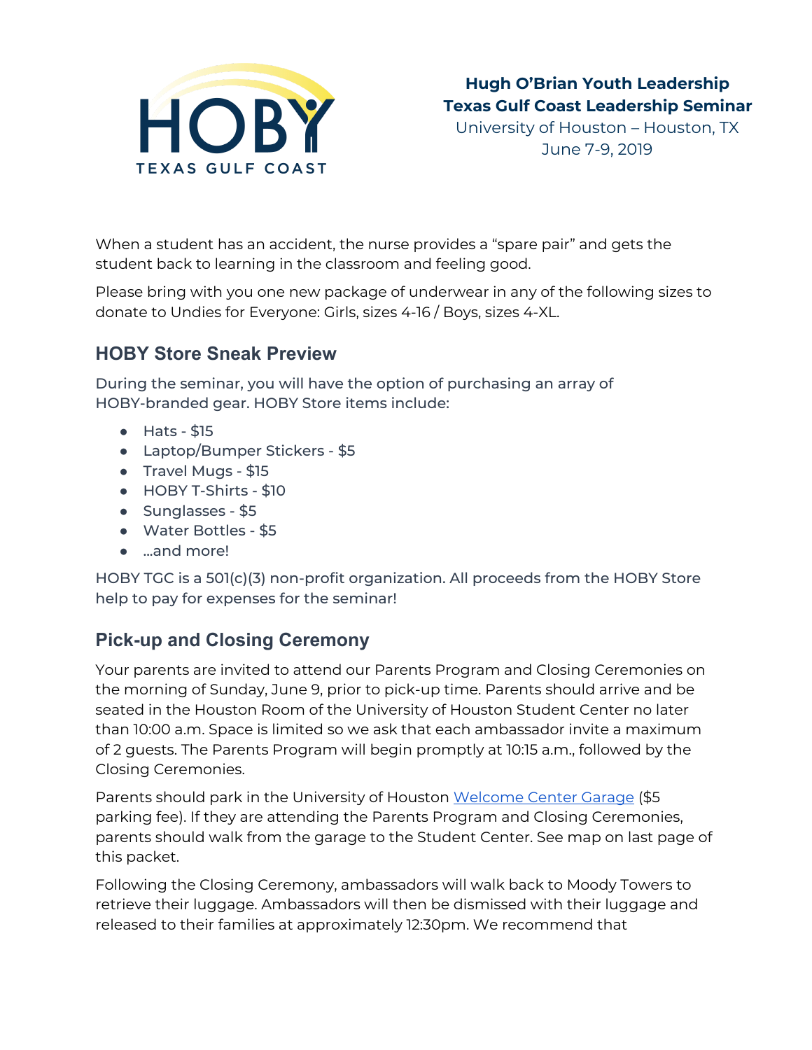When a student has an accident, the nurse provides a "spare pair" and gets the student back to learning in the classroom and feeling good.

Please bring with you one new package of underwear in any of the following sizes to donate to Undies for Everyone: Girls, sizes 4-16 / Boys, sizes 4-XL.

## HOBY Store Sneak Preview

During the seminar, you will have the option of purchasing an array of HOBY-branded gear. HOBY Store items include:

- Hats - $15
- Laptop/Bumper Stickers - $5
- Travel Mugs - $15
- HOBY T-Shirts - $10
- Sunglasses - $5
- Water Bottles - $5
- ...and more!

HOBY TGC is a 501(c)(3) non-profit organization. All proceeds from the HOBY Store help to pay for expenses for the seminar!

## Pick-up and Closing Ceremony

Your parents are invited to attend our Parents Program and Closing Ceremonies on the morning of Sunday, June 9, prior to pick-up time. Parents should arrive and be seated in the Houston Room of the University of Houston Student Center no later than 10:00 a.m. Space is limited so we ask that each ambassador invite a maximum of 2 guests. The Parents Program will begin promptly at 10:15 a.m., followed by the Closing Ceremonies.

Parents should park in the University of Houston Welcome Center Garage ($5 parking fee). If they are attending the Parents Program and Closing Ceremonies, parents should walk from the garage to the Student Center. See map on last page of this packet.

Following the Closing Ceremony, ambassadors will walk back to Moody Towers to retrieve their luggage. Ambassadors will then be dismissed with their luggage and released to their families at approximately 12:30pm. We recommend that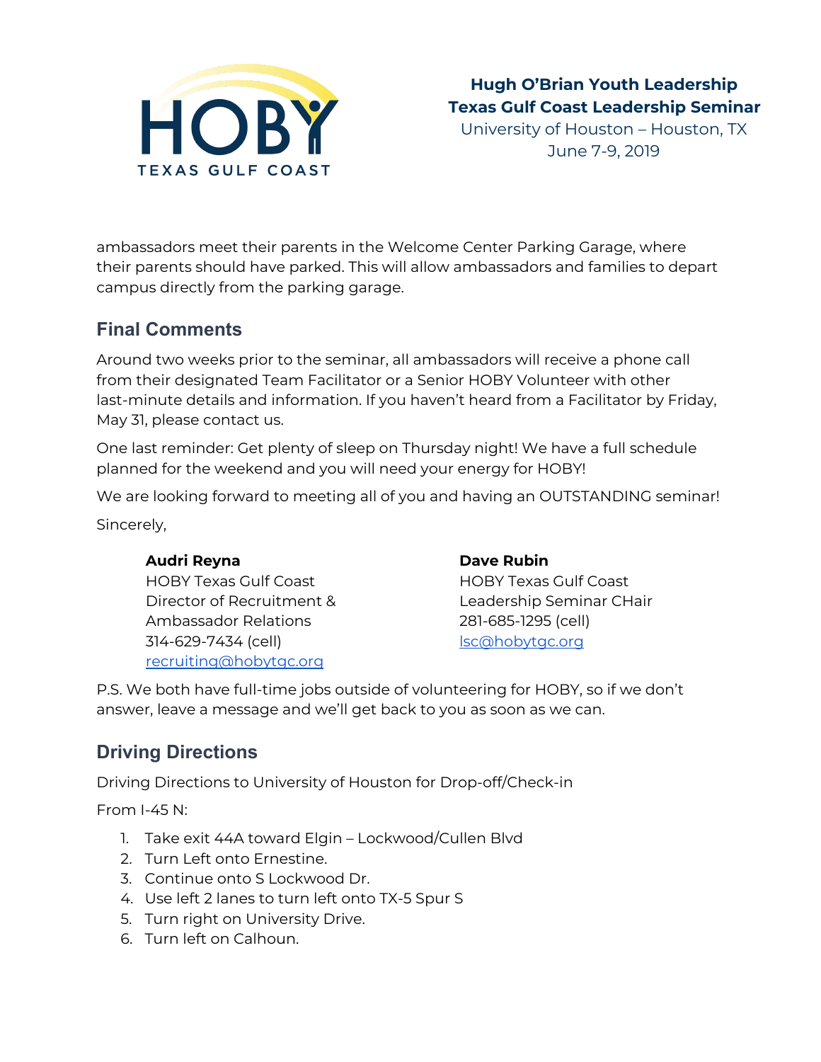ambassadors meet their parents in the Welcome Center Parking Garage, where their parents should have parked. This will allow ambassadors and families to depart campus directly from the parking garage.

## Final Comments

Around two weeks prior to the seminar, all ambassadors will receive a phone call from their designated Team Facilitator or a Senior HOBY Volunteer with other last-minute details and information. If you haven't heard from a Facilitator by Friday, May 31, please contact us.

One last reminder: Get plenty of sleep on Thursday night! We have a full schedule planned for the weekend and you will need your energy for HOBY!

We are looking forward to meeting all of you and having an OUTSTANDING seminar!

Sincerely,

**Audri Reyna**
HOBY Texas Gulf Coast
Director of Recruitment &
Ambassador Relations
314-629-7434 (cell)
recruiting@hobytgc.org

**Dave Rubin**
HOBY Texas Gulf Coast
Leadership Seminar CHair
281-685-1295 (cell)
lsc@hobytgc.org

P.S. We both have full-time jobs outside of volunteering for HOBY, so if we don't answer, leave a message and we'll get back to you as soon as we can.

## Driving Directions

Driving Directions to University of Houston for Drop-off/Check-in

From I-45 N:

1. Take exit 44A toward Elgin – Lockwood/Cullen Blvd
2. Turn Left onto Ernestine.
3. Continue onto S Lockwood Dr.
4. Use left 2 lanes to turn left onto TX-5 Spur S
5. Turn right on University Drive.
6. Turn left on Calhoun.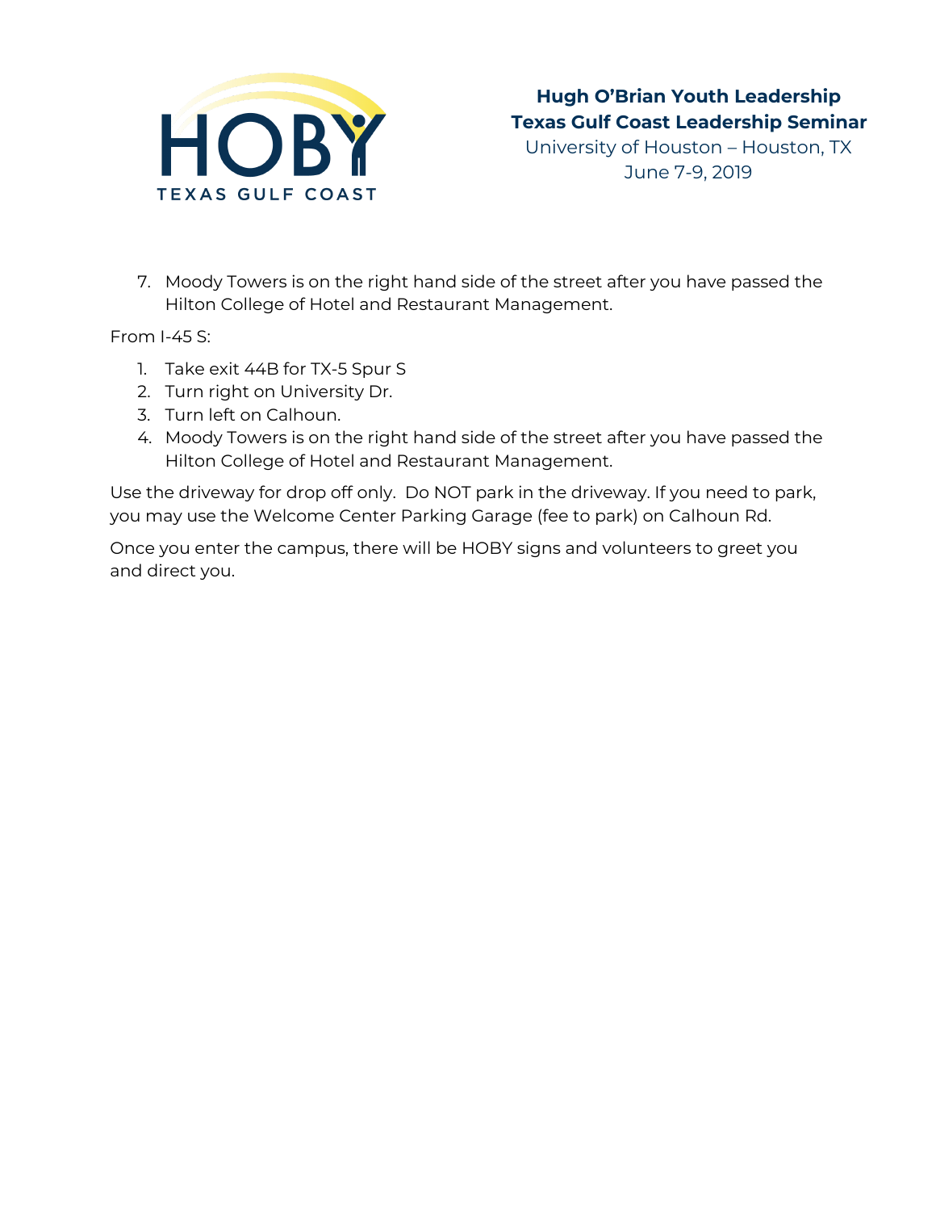7. Moody Towers is on the right hand side of the street after you have passed the Hilton College of Hotel and Restaurant Management.

From I-45 S:

1. Take exit 44B for TX-5 Spur S
2. Turn right on University Dr.
3. Turn left on Calhoun.
4. Moody Towers is on the right hand side of the street after you have passed the Hilton College of Hotel and Restaurant Management.

Use the driveway for drop off only. Do NOT park in the driveway. If you need to park, you may use the Welcome Center Parking Garage (fee to park) on Calhoun Rd.

Once you enter the campus, there will be HOBY signs and volunteers to greet you and direct you.